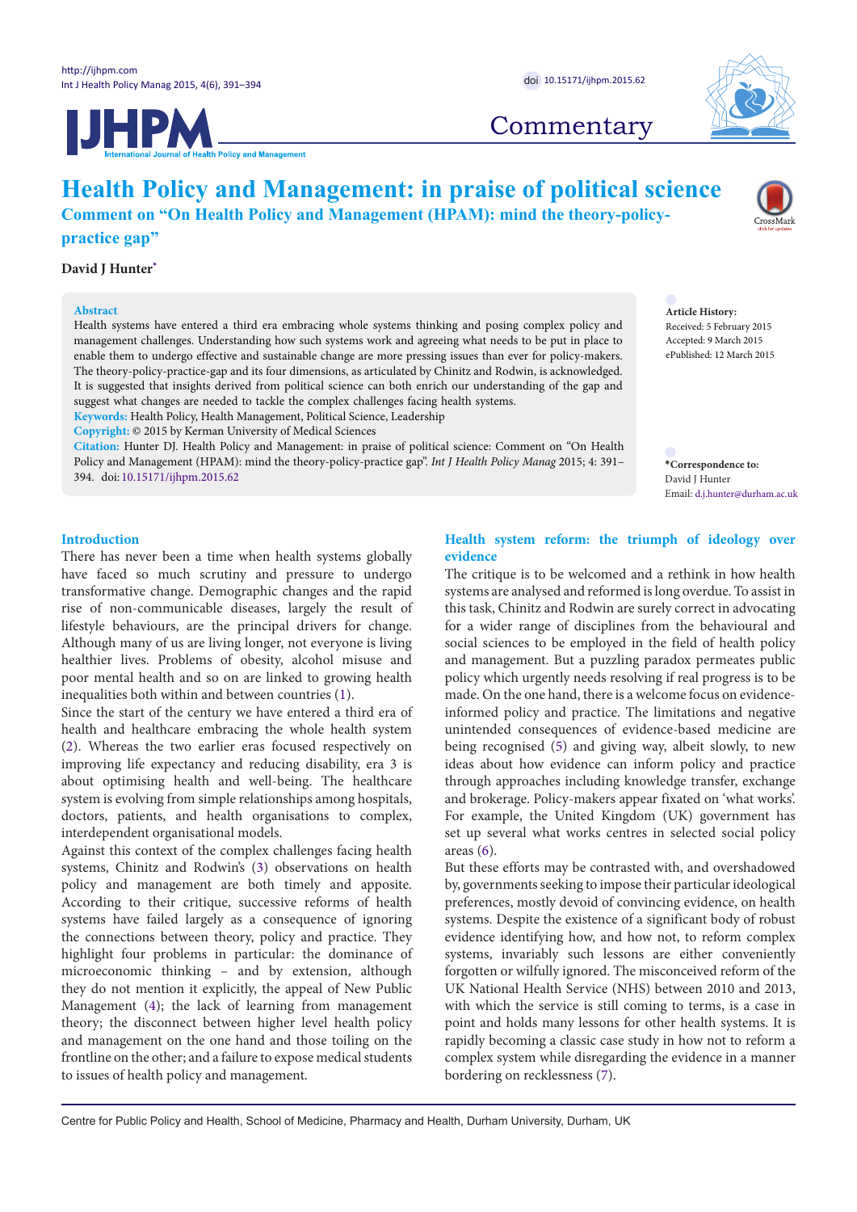# Health Policy and Management: in praise of political science

## Comment on "On Health Policy and Management (HPAM): mind the theory-policy-practice gap"

**David J Hunter***

**Abstract**

Health systems have entered a third era embracing whole systems thinking and posing complex policy and management challenges. Understanding how such systems work and agreeing what needs to be put in place to enable them to undergo effective and sustainable change are more pressing issues than ever for policy-makers. The theory-policy-practice-gap and its four dimensions, as articulated by Chinitz and Rodwin, is acknowledged. It is suggested that insights derived from political science can both enrich our understanding of the gap and suggest what changes are needed to tackle the complex challenges facing health systems.

**Keywords:** Health Policy, Health Management, Political Science, Leadership

**Copyright:** © 2015 by Kerman University of Medical Sciences

**Citation:** Hunter DJ. Health Policy and Management: in praise of political science: Comment on "On Health Policy and Management (HPAM): mind the theory-policy-practice gap". *Int J Health Policy Manag* 2015; 4: 391–394. doi: 10.15171/ijhpm.2015.62

**Article History:**
Received: 5 February 2015
Accepted: 9 March 2015
ePublished: 12 March 2015

***Correspondence to:**
David J Hunter
Email: d.j.hunter@durham.ac.uk

## Introduction

There has never been a time when health systems globally have faced so much scrutiny and pressure to undergo transformative change. Demographic changes and the rapid rise of non-communicable diseases, largely the result of lifestyle behaviours, are the principal drivers for change. Although many of us are living longer, not everyone is living healthier lives. Problems of obesity, alcohol misuse and poor mental health and so on are linked to growing health inequalities both within and between countries (1).

Since the start of the century we have entered a third era of health and healthcare embracing the whole health system (2). Whereas the two earlier eras focused respectively on improving life expectancy and reducing disability, era 3 is about optimising health and well-being. The healthcare system is evolving from simple relationships among hospitals, doctors, patients, and health organisations to complex, interdependent organisational models.

Against this context of the complex challenges facing health systems, Chinitz and Rodwin's (3) observations on health policy and management are both timely and apposite. According to their critique, successive reforms of health systems have failed largely as a consequence of ignoring the connections between theory, policy and practice. They highlight four problems in particular: the dominance of microeconomic thinking – and by extension, although they do not mention it explicitly, the appeal of New Public Management (4); the lack of learning from management theory; the disconnect between higher level health policy and management on the one hand and those toiling on the frontline on the other; and a failure to expose medical students to issues of health policy and management.

## Health system reform: the triumph of ideology over evidence

The critique is to be welcomed and a rethink in how health systems are analysed and reformed is long overdue. To assist in this task, Chinitz and Rodwin are surely correct in advocating for a wider range of disciplines from the behavioural and social sciences to be employed in the field of health policy and management. But a puzzling paradox permeates public policy which urgently needs resolving if real progress is to be made. On the one hand, there is a welcome focus on evidence-informed policy and practice. The limitations and negative unintended consequences of evidence-based medicine are being recognised (5) and giving way, albeit slowly, to new ideas about how evidence can inform policy and practice through approaches including knowledge transfer, exchange and brokerage. Policy-makers appear fixated on 'what works'. For example, the United Kingdom (UK) government has set up several what works centres in selected social policy areas (6).

But these efforts may be contrasted with, and overshadowed by, governments seeking to impose their particular ideological preferences, mostly devoid of convincing evidence, on health systems. Despite the existence of a significant body of robust evidence identifying how, and how not, to reform complex systems, invariably such lessons are either conveniently forgotten or wilfully ignored. The misconceived reform of the UK National Health Service (NHS) between 2010 and 2013, with which the service is still coming to terms, is a case in point and holds many lessons for other health systems. It is rapidly becoming a classic case study in how not to reform a complex system while disregarding the evidence in a manner bordering on recklessness (7).

Centre for Public Policy and Health, School of Medicine, Pharmacy and Health, Durham University, Durham, UK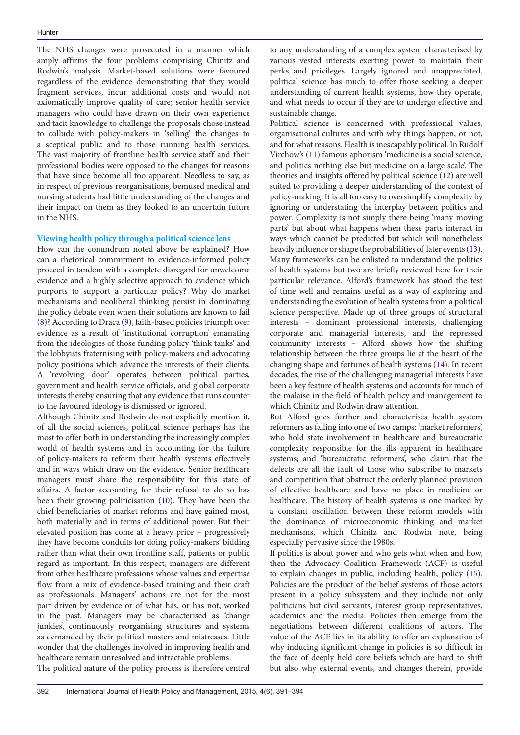The NHS changes were prosecuted in a manner which amply affirms the four problems comprising Chinitz and Rodwin's analysis. Market-based solutions were favoured regardless of the evidence demonstrating that they would fragment services, incur additional costs and would not axiomatically improve quality of care; senior health service managers who could have drawn on their own experience and tacit knowledge to challenge the proposals chose instead to collude with policy-makers in 'selling' the changes to a sceptical public and to those running health services. The vast majority of frontline health service staff and their professional bodies were opposed to the changes for reasons that have since become all too apparent. Needless to say, as in respect of previous reorganisations, bemused medical and nursing students had little understanding of the changes and their impact on them as they looked to an uncertain future in the NHS.

### Viewing health policy through a political science lens

How can the conundrum noted above be explained? How can a rhetorical commitment to evidence-informed policy proceed in tandem with a complete disregard for unwelcome evidence and a highly selective approach to evidence which purports to support a particular policy? Why do market mechanisms and neoliberal thinking persist in dominating the policy debate even when their solutions are known to fail (8)? According to Draca (9), faith-based policies triumph over evidence as a result of 'institutional corruption' emanating from the ideologies of those funding policy 'think tanks' and the lobbyists fraternising with policy-makers and advocating policy positions which advance the interests of their clients. A 'revolving door' operates between political parties, government and health service officials, and global corporate interests thereby ensuring that any evidence that runs counter to the favoured ideology is dismissed or ignored.

Although Chinitz and Rodwin do not explicitly mention it, of all the social sciences, political science perhaps has the most to offer both in understanding the increasingly complex world of health systems and in accounting for the failure of policy-makers to reform their health systems effectively and in ways which draw on the evidence. Senior healthcare managers must share the responsibility for this state of affairs. A factor accounting for their refusal to do so has been their growing politicisation (10). They have been the chief beneficiaries of market reforms and have gained most, both materially and in terms of additional power. But their elevated position has come at a heavy price – progressively they have become conduits for doing policy-makers' bidding rather than what their own frontline staff, patients or public regard as important. In this respect, managers are different from other healthcare professions whose values and expertise flow from a mix of evidence-based training and their craft as professionals. Managers' actions are not for the most part driven by evidence or of what has, or has not, worked in the past. Managers may be characterised as 'change junkies', continuously reorganising structures and systems as demanded by their political masters and mistresses. Little wonder that the challenges involved in improving health and healthcare remain unresolved and intractable problems.

The political nature of the policy process is therefore central to any understanding of a complex system characterised by various vested interests exerting power to maintain their perks and privileges. Largely ignored and unappreciated, political science has much to offer those seeking a deeper understanding of current health systems, how they operate, and what needs to occur if they are to undergo effective and sustainable change.

Political science is concerned with professional values, organisational cultures and with why things happen, or not, and for what reasons. Health is inescapably political. In Rudolf Virchow's (11) famous aphorism 'medicine is a social science, and politics nothing else but medicine on a large scale'. The theories and insights offered by political science (12) are well suited to providing a deeper understanding of the context of policy-making. It is all too easy to oversimplify complexity by ignoring or understating the interplay between politics and power. Complexity is not simply there being 'many moving parts' but about what happens when these parts interact in ways which cannot be predicted but which will nonetheless heavily influence or shape the probabilities of later events (13).

Many frameworks can be enlisted to understand the politics of health systems but two are briefly reviewed here for their particular relevance. Alford's framework has stood the test of time well and remains useful as a way of exploring and understanding the evolution of health systems from a political science perspective. Made up of three groups of structural interests – dominant professional interests, challenging corporate and managerial interests, and the repressed community interests – Alford shows how the shifting relationship between the three groups lie at the heart of the changing shape and fortunes of health systems (14). In recent decades, the rise of the challenging managerial interests have been a key feature of health systems and accounts for much of the malaise in the field of health policy and management to which Chinitz and Rodwin draw attention.

But Alford goes further and characterises health system reformers as falling into one of two camps: 'market reformers', who hold state involvement in healthcare and bureaucratic complexity responsible for the ills apparent in healthcare systems; and 'bureaucratic reformers', who claim that the defects are all the fault of those who subscribe to markets and competition that obstruct the orderly planned provision of effective healthcare and have no place in medicine or healthcare. The history of health systems is one marked by a constant oscillation between these reform models with the dominance of microeconomic thinking and market mechanisms, which Chinitz and Rodwin note, being especially pervasive since the 1980s.

If politics is about power and who gets what when and how, then the Advocacy Coalition Framework (ACF) is useful to explain changes in public, including health, policy (15). Policies are the product of the belief systems of those actors present in a policy subsystem and they include not only politicians but civil servants, interest group representatives, academics and the media. Policies then emerge from the negotiations between different coalitions of actors. The value of the ACF lies in its ability to offer an explanation of why inducing significant change in policies is so difficult in the face of deeply held core beliefs which are hard to shift but also why external events, and changes therein, provide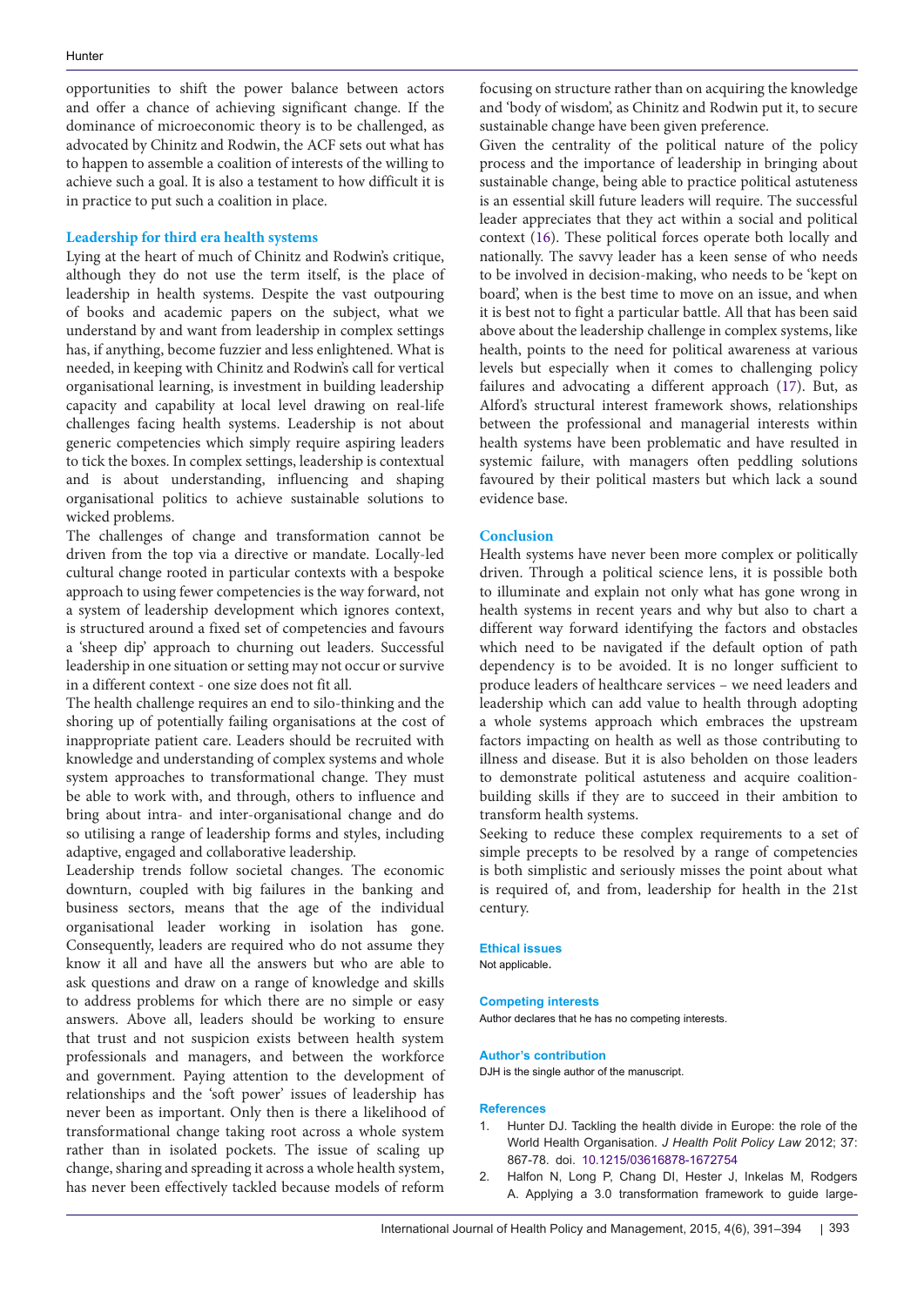opportunities to shift the power balance between actors and offer a chance of achieving significant change. If the dominance of microeconomic theory is to be challenged, as advocated by Chinitz and Rodwin, the ACF sets out what has to happen to assemble a coalition of interests of the willing to achieve such a goal. It is also a testament to how difficult it is in practice to put such a coalition in place.

## Leadership for third era health systems

Lying at the heart of much of Chinitz and Rodwin's critique, although they do not use the term itself, is the place of leadership in health systems. Despite the vast outpouring of books and academic papers on the subject, what we understand by and want from leadership in complex settings has, if anything, become fuzzier and less enlightened. What is needed, in keeping with Chinitz and Rodwin's call for vertical organisational learning, is investment in building leadership capacity and capability at local level drawing on real-life challenges facing health systems. Leadership is not about generic competencies which simply require aspiring leaders to tick the boxes. In complex settings, leadership is contextual and is about understanding, influencing and shaping organisational politics to achieve sustainable solutions to wicked problems.

The challenges of change and transformation cannot be driven from the top via a directive or mandate. Locally-led cultural change rooted in particular contexts with a bespoke approach to using fewer competencies is the way forward, not a system of leadership development which ignores context, is structured around a fixed set of competencies and favours a 'sheep dip' approach to churning out leaders. Successful leadership in one situation or setting may not occur or survive in a different context - one size does not fit all.

The health challenge requires an end to silo-thinking and the shoring up of potentially failing organisations at the cost of inappropriate patient care. Leaders should be recruited with knowledge and understanding of complex systems and whole system approaches to transformational change. They must be able to work with, and through, others to influence and bring about intra- and inter-organisational change and do so utilising a range of leadership forms and styles, including adaptive, engaged and collaborative leadership.

Leadership trends follow societal changes. The economic downturn, coupled with big failures in the banking and business sectors, means that the age of the individual organisational leader working in isolation has gone. Consequently, leaders are required who do not assume they know it all and have all the answers but who are able to ask questions and draw on a range of knowledge and skills to address problems for which there are no simple or easy answers. Above all, leaders should be working to ensure that trust and not suspicion exists between health system professionals and managers, and between the workforce and government. Paying attention to the development of relationships and the 'soft power' issues of leadership has never been as important. Only then is there a likelihood of transformational change taking root across a whole system rather than in isolated pockets. The issue of scaling up change, sharing and spreading it across a whole health system, has never been effectively tackled because models of reform focusing on structure rather than on acquiring the knowledge and 'body of wisdom', as Chinitz and Rodwin put it, to secure sustainable change have been given preference.

Given the centrality of the political nature of the policy process and the importance of leadership in bringing about sustainable change, being able to practice political astuteness is an essential skill future leaders will require. The successful leader appreciates that they act within a social and political context (16). These political forces operate both locally and nationally. The savvy leader has a keen sense of who needs to be involved in decision-making, who needs to be 'kept on board', when is the best time to move on an issue, and when it is best not to fight a particular battle. All that has been said above about the leadership challenge in complex systems, like health, points to the need for political awareness at various levels but especially when it comes to challenging policy failures and advocating a different approach (17). But, as Alford's structural interest framework shows, relationships between the professional and managerial interests within health systems have been problematic and have resulted in systemic failure, with managers often peddling solutions favoured by their political masters but which lack a sound evidence base.

## Conclusion

Health systems have never been more complex or politically driven. Through a political science lens, it is possible both to illuminate and explain not only what has gone wrong in health systems in recent years and why but also to chart a different way forward identifying the factors and obstacles which need to be navigated if the default option of path dependency is to be avoided. It is no longer sufficient to produce leaders of healthcare services – we need leaders and leadership which can add value to health through adopting a whole systems approach which embraces the upstream factors impacting on health as well as those contributing to illness and disease. But it is also beholden on those leaders to demonstrate political astuteness and acquire coalition-building skills if they are to succeed in their ambition to transform health systems.

Seeking to reduce these complex requirements to a set of simple precepts to be resolved by a range of competencies is both simplistic and seriously misses the point about what is required of, and from, leadership for health in the 21st century.

### Ethical issues

Not applicable.

### Competing interests

Author declares that he has no competing interests.

### Author's contribution

DJH is the single author of the manuscript.

### References

1. Hunter DJ. Tackling the health divide in Europe: the role of the World Health Organisation. *J Health Polit Policy Law* 2012; 37: 867-78. doi: 10.1215/03616878-1672754
2. Halfon N, Long P, Chang DI, Hester J, Inkelas M, Rodgers A. Applying a 3.0 transformation framework to guide large-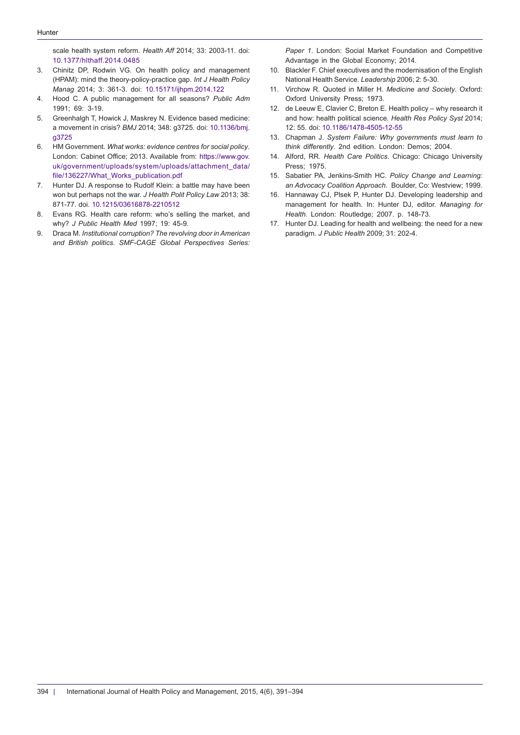scale health system reform. *Health Aff* 2014; 33: 2003-11. doi: 10.1377/hlthaff.2014.0485

3. Chinitz DP, Rodwin VG. On health policy and management (HPAM): mind the theory-policy-practice gap. *Int J Health Policy Manag* 2014; 3: 361-3. doi: 10.15171/ijhpm.2014.122
4. Hood C. A public management for all seasons? *Public Adm* 1991; 69: 3-19.
5. Greenhalgh T, Howick J, Maskrey N. Evidence based medicine: a movement in crisis? *BMJ* 2014; 348: g3725. doi: 10.1136/bmj.g3725
6. HM Government. *What works: evidence centres for social policy*. London: Cabinet Office; 2013. Available from: https://www.gov.uk/government/uploads/system/uploads/attachment_data/file/136227/What_Works_publication.pdf
7. Hunter DJ. A response to Rudolf Klein: a battle may have been won but perhaps not the war. *J Health Polit Policy Law* 2013; 38: 871-77. doi. 10.1215/03616878-2210512
8. Evans RG. Health care reform: who's selling the market, and why? *J Public Health Med* 1997; 19: 45-9.
9. Draca M. *Institutional corruption? The revolving door in American and British politics. SMF-CAGE Global Perspectives Series: Paper 1*. London: Social Market Foundation and Competitive Advantage in the Global Economy; 2014.
10. Blackler F. Chief executives and the modernisation of the English National Health Service. *Leadership* 2006; 2: 5-30.
11. Virchow R. Quoted in Miller H. *Medicine and Society*. Oxford: Oxford University Press; 1973.
12. de Leeuw E, Clavier C, Breton E. Health policy – why research it and how: health political science. *Health Res Policy Syst* 2014; 12: 55. doi: 10.1186/1478-4505-12-55
13. Chapman J. *System Failure: Why governments must learn to think differently*. 2nd edition. London: Demos; 2004.
14. Alford, RR. *Health Care Politics*. Chicago: Chicago University Press; 1975.
15. Sabatier PA, Jenkins-Smith HC. *Policy Change and Learning: an Advocacy Coalition Approach*. Boulder, Co: Westview; 1999.
16. Hannaway CJ, Plsek P, Hunter DJ. Developing leadership and management for health. In: Hunter DJ, editor. *Managing for Health*. London: Routledge; 2007. p. 148-73.
17. Hunter DJ. Leading for health and wellbeing: the need for a new paradigm. *J Public Health* 2009; 31: 202-4.